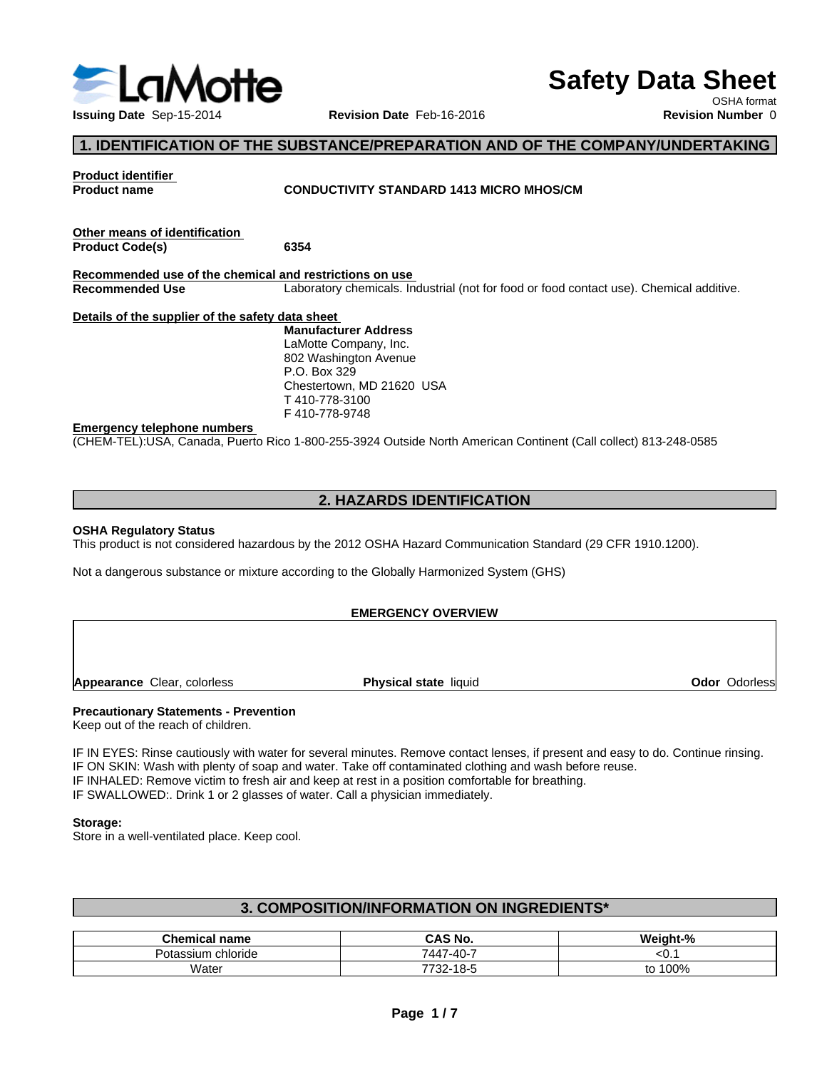# Safety Data Sheet

OSHA format

**Issuing Date** Sep-15-2014 **Revision Date** Feb-16-2016 **Revision Number** 0

## 1. IDENTIFICATION OF THE SUBSTANCE/PREPARATION AND OF THE COMPANY/UNDERTAKING

**Product identifier**

**Product name** **CONDUCTIVITY STANDARD 1413 MICRO MHOS/CM**

**Other means of identification**

**Product Code(s)** **6354**

**Recommended use of the chemical and restrictions on use**

**Recommended Use** Laboratory chemicals. Industrial (not for food or food contact use). Chemical additive.

**Details of the supplier of the safety data sheet**

**Manufacturer Address**
LaMotte Company, Inc.
802 Washington Avenue
P.O. Box 329
Chestertown, MD 21620 USA
T 410-778-3100
F 410-778-9748

**Emergency telephone numbers**

(CHEM-TEL):USA, Canada, Puerto Rico 1-800-255-3924 Outside North American Continent (Call collect) 813-248-0585

## 2. HAZARDS IDENTIFICATION

**OSHA Regulatory Status**

This product is not considered hazardous by the 2012 OSHA Hazard Communication Standard (29 CFR 1910.1200).

Not a dangerous substance or mixture according to the Globally Harmonized System (GHS)

**EMERGENCY OVERVIEW**

**Appearance** Clear, colorless **Physical state** liquid **Odor** Odorless

**Precautionary Statements - Prevention**

Keep out of the reach of children.

IF IN EYES: Rinse cautiously with water for several minutes. Remove contact lenses, if present and easy to do. Continue rinsing.
IF ON SKIN: Wash with plenty of soap and water. Take off contaminated clothing and wash before reuse.
IF INHALED: Remove victim to fresh air and keep at rest in a position comfortable for breathing.
IF SWALLOWED:. Drink 1 or 2 glasses of water. Call a physician immediately.

**Storage:**

Store in a well-ventilated place. Keep cool.

## 3. COMPOSITION/INFORMATION ON INGREDIENTS*

| Chemical name | CAS No. | Weight-% |
| --- | --- | --- |
| Potassium chloride | 7447-40-7 | <0.1 |
| Water | 7732-18-5 | to 100% |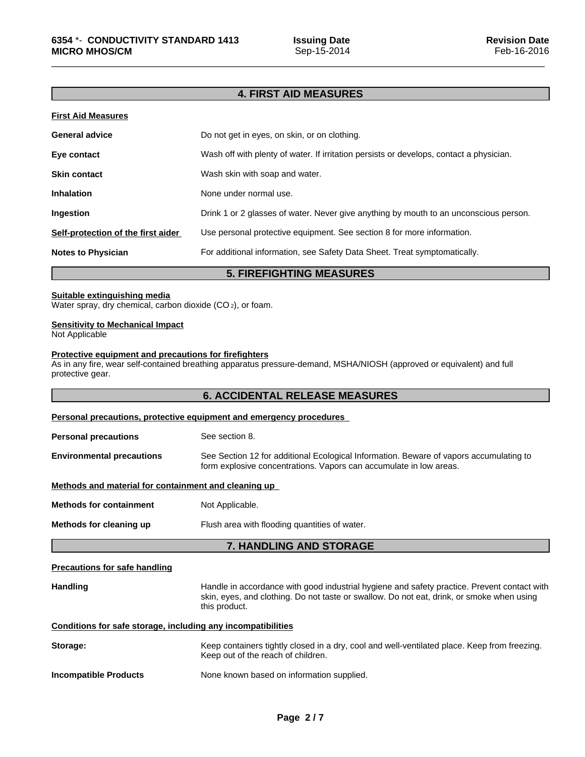## 4. FIRST AID MEASURES

**First Aid Measures**

**General advice** Do not get in eyes, on skin, or on clothing.

**Eye contact** Wash off with plenty of water. If irritation persists or develops, contact a physician.

**Skin contact** Wash skin with soap and water.

**Inhalation** None under normal use.

**Ingestion** Drink 1 or 2 glasses of water. Never give anything by mouth to an unconscious person.

**Self-protection of the first aider** Use personal protective equipment. See section 8 for more information.

**Notes to Physician** For additional information, see Safety Data Sheet. Treat symptomatically.

## 5. FIREFIGHTING MEASURES

**Suitable extinguishing media**
Water spray, dry chemical, carbon dioxide ($CO_2$), or foam.

**Sensitivity to Mechanical Impact**
Not Applicable

**Protective equipment and precautions for firefighters**
As in any fire, wear self-contained breathing apparatus pressure-demand, MSHA/NIOSH (approved or equivalent) and full protective gear.

## 6. ACCIDENTAL RELEASE MEASURES

**Personal precautions, protective equipment and emergency procedures**

**Personal precautions** See section 8.

**Environmental precautions** See Section 12 for additional Ecological Information. Beware of vapors accumulating to form explosive concentrations. Vapors can accumulate in low areas.

**Methods and material for containment and cleaning up**

**Methods for containment** Not Applicable.

**Methods for cleaning up** Flush area with flooding quantities of water.

## 7. HANDLING AND STORAGE

**Precautions for safe handling**

**Handling** Handle in accordance with good industrial hygiene and safety practice. Prevent contact with skin, eyes, and clothing. Do not taste or swallow. Do not eat, drink, or smoke when using this product.

**Conditions for safe storage, including any incompatibilities**

**Storage:** Keep containers tightly closed in a dry, cool and well-ventilated place. Keep from freezing. Keep out of the reach of children.

**Incompatible Products** None known based on information supplied.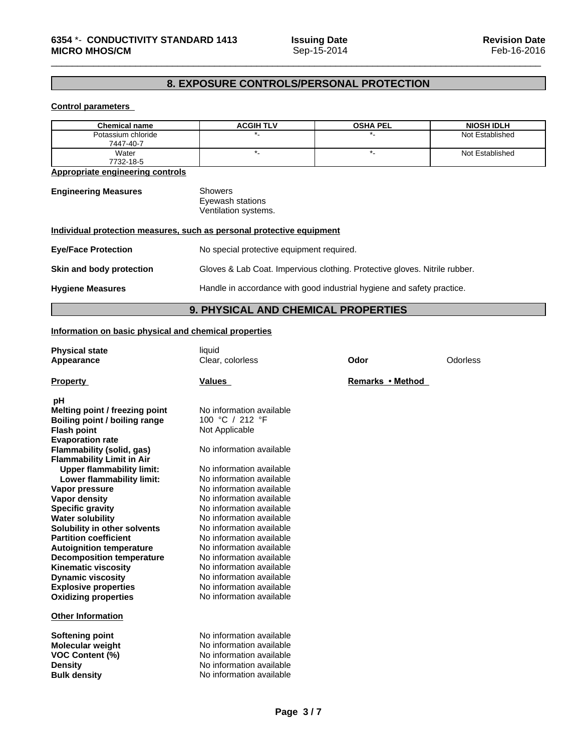## 8. EXPOSURE CONTROLS/PERSONAL PROTECTION

**Control parameters**

| Chemical name | ACGIH TLV | OSHA PEL | NIOSH IDLH |
|---|---|---|---|
| Potassium chloride 7447-40-7 | *- | *- | Not Established |
| Water 7732-18-5 | *- | *- | Not Established |

**Appropriate engineering controls**

**Engineering Measures**
Showers
Eyewash stations
Ventilation systems.

**Individual protection measures, such as personal protective equipment**

**Eye/Face Protection** No special protective equipment required.

**Skin and body protection** Gloves & Lab Coat. Impervious clothing. Protective gloves. Nitrile rubber.

**Hygiene Measures** Handle in accordance with good industrial hygiene and safety practice.

## 9. PHYSICAL AND CHEMICAL PROPERTIES

**Information on basic physical and chemical properties**

**Physical state** liquid
**Appearance** Clear, colorless
**Odor** Odorless

| Property | Values | Remarks • Method |
|---|---|---|
| **pH** | | |
| **Melting point / freezing point** | No information available | |
| **Boiling point / boiling range** | 100 °C / 212 °F | |
| **Flash point** | Not Applicable | |
| **Evaporation rate** | | |
| **Flammability (solid, gas)** | No information available | |
| **Flammability Limit in Air** | | |
| **Upper flammability limit:** | No information available | |
| **Lower flammability limit:** | No information available | |
| **Vapor pressure** | No information available | |
| **Vapor density** | No information available | |
| **Specific gravity** | No information available | |
| **Water solubility** | No information available | |
| **Solubility in other solvents** | No information available | |
| **Partition coefficient** | No information available | |
| **Autoignition temperature** | No information available | |
| **Decomposition temperature** | No information available | |
| **Kinematic viscosity** | No information available | |
| **Dynamic viscosity** | No information available | |
| **Explosive properties** | No information available | |
| **Oxidizing properties** | No information available | |

**Other Information**

| | |
|---|---|
| **Softening point** | No information available |
| **Molecular weight** | No information available |
| **VOC Content (%)** | No information available |
| **Density** | No information available |
| **Bulk density** | No information available |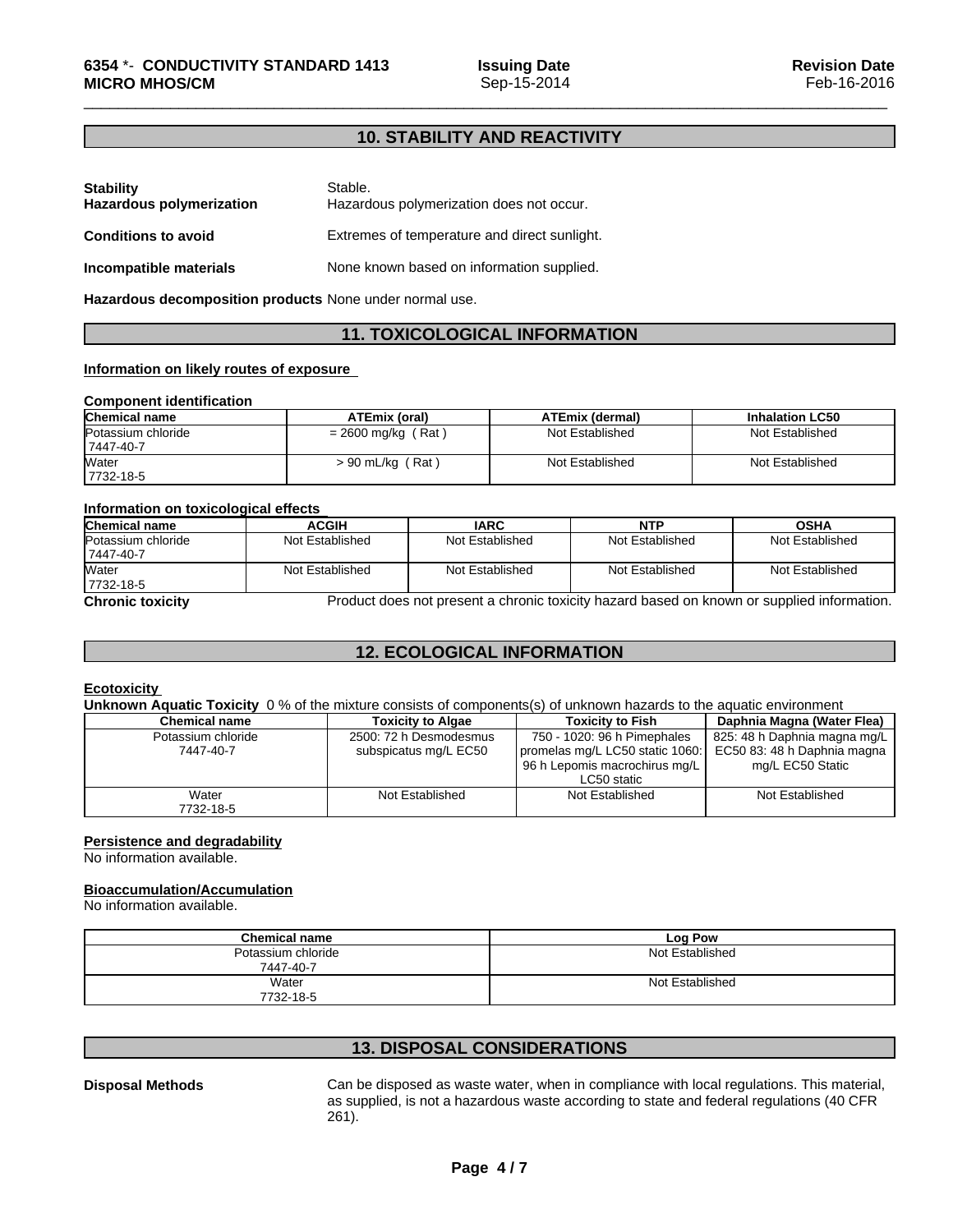## 10. STABILITY AND REACTIVITY

**Stability** Stable.

**Hazardous polymerization** Hazardous polymerization does not occur.

**Conditions to avoid** Extremes of temperature and direct sunlight.

**Incompatible materials** None known based on information supplied.

**Hazardous decomposition products** None under normal use.

## 11. TOXICOLOGICAL INFORMATION

**Information on likely routes of exposure**

**Component identification**

| Chemical name | ATEmix (oral) | ATEmix (dermal) | Inhalation LC50 |
|---|---|---|---|
| Potassium chloride 7447-40-7 | = 2600 mg/kg ( Rat ) | Not Established | Not Established |
| Water 7732-18-5 | > 90 mL/kg ( Rat ) | Not Established | Not Established |

**Information on toxicological effects**

| Chemical name | ACGIH | IARC | NTP | OSHA |
|---|---|---|---|---|
| Potassium chloride 7447-40-7 | Not Established | Not Established | Not Established | Not Established |
| Water 7732-18-5 | Not Established | Not Established | Not Established | Not Established |

**Chronic toxicity** Product does not present a chronic toxicity hazard based on known or supplied information.

## 12. ECOLOGICAL INFORMATION

**Ecotoxicity**

**Unknown Aquatic Toxicity** 0 % of the mixture consists of components(s) of unknown hazards to the aquatic environment

| Chemical name | Toxicity to Algae | Toxicity to Fish | Daphnia Magna (Water Flea) |
|---|---|---|---|
| Potassium chloride 7447-40-7 | 2500: 72 h Desmodesmus subspicatus mg/L EC50 | 750 - 1020: 96 h Pimephales promelas mg/L LC50 static 1060: 96 h Lepomis macrochirus mg/L LC50 static | 825: 48 h Daphnia magna mg/L EC50 83: 48 h Daphnia magna mg/L EC50 Static |
| Water 7732-18-5 | Not Established | Not Established | Not Established |

**Persistence and degradability**

No information available.

**Bioaccumulation/Accumulation**

No information available.

| Chemical name | Log Pow |
|---|---|
| Potassium chloride 7447-40-7 | Not Established |
| Water 7732-18-5 | Not Established |

## 13. DISPOSAL CONSIDERATIONS

**Disposal Methods** Can be disposed as waste water, when in compliance with local regulations. This material, as supplied, is not a hazardous waste according to state and federal regulations (40 CFR 261).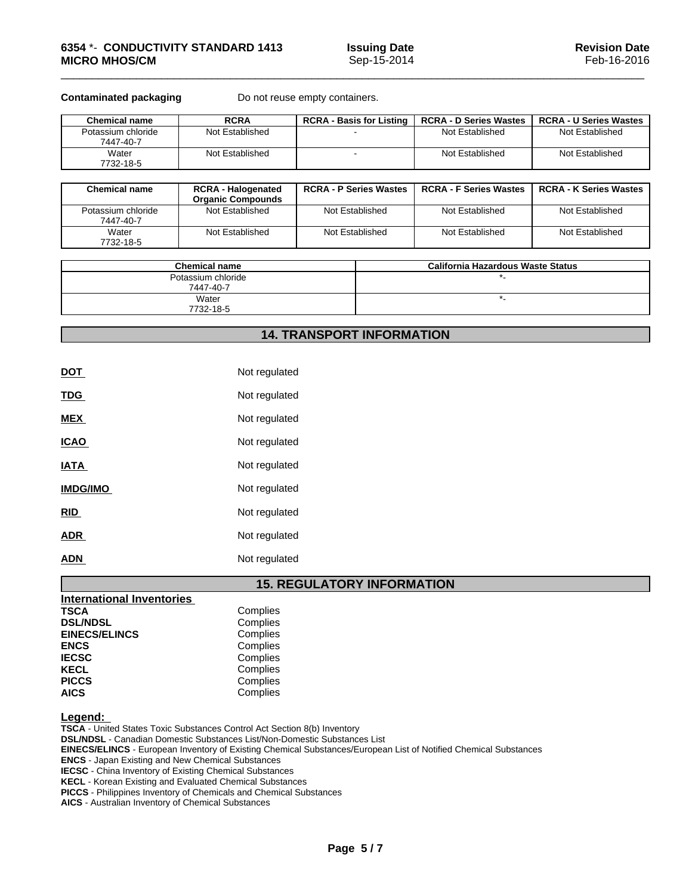**Contaminated packaging** Do not reuse empty containers.

| Chemical name | RCRA | RCRA - Basis for Listing | RCRA - D Series Wastes | RCRA - U Series Wastes |
|---|---|---|---|---|
| Potassium chloride 7447-40-7 | Not Established | - | Not Established | Not Established |
| Water 7732-18-5 | Not Established | - | Not Established | Not Established |

| Chemical name | RCRA - Halogenated Organic Compounds | RCRA - P Series Wastes | RCRA - F Series Wastes | RCRA - K Series Wastes |
|---|---|---|---|---|
| Potassium chloride 7447-40-7 | Not Established | Not Established | Not Established | Not Established |
| Water 7732-18-5 | Not Established | Not Established | Not Established | Not Established |

| Chemical name | California Hazardous Waste Status |
|---|---|
| Potassium chloride 7447-40-7 | *- |
| Water 7732-18-5 | *- |

## 14. TRANSPORT INFORMATION

**DOT** Not regulated

**TDG** Not regulated

**MEX** Not regulated

**ICAO** Not regulated

**IATA** Not regulated

**IMDG/IMO** Not regulated

**RID** Not regulated

**ADR** Not regulated

**ADN** Not regulated

## 15. REGULATORY INFORMATION

**International Inventories**

**TSCA** Complies
**DSL/NDSL** Complies
**EINECS/ELINCS** Complies
**ENCS** Complies
**IECSC** Complies
**KECL** Complies
**PICCS** Complies
**AICS** Complies

**Legend:**

**TSCA** - United States Toxic Substances Control Act Section 8(b) Inventory
**DSL/NDSL** - Canadian Domestic Substances List/Non-Domestic Substances List
**EINECS/ELINCS** - European Inventory of Existing Chemical Substances/European List of Notified Chemical Substances
**ENCS** - Japan Existing and New Chemical Substances
**IECSC** - China Inventory of Existing Chemical Substances
**KECL** - Korean Existing and Evaluated Chemical Substances
**PICCS** - Philippines Inventory of Chemicals and Chemical Substances
**AICS** - Australian Inventory of Chemical Substances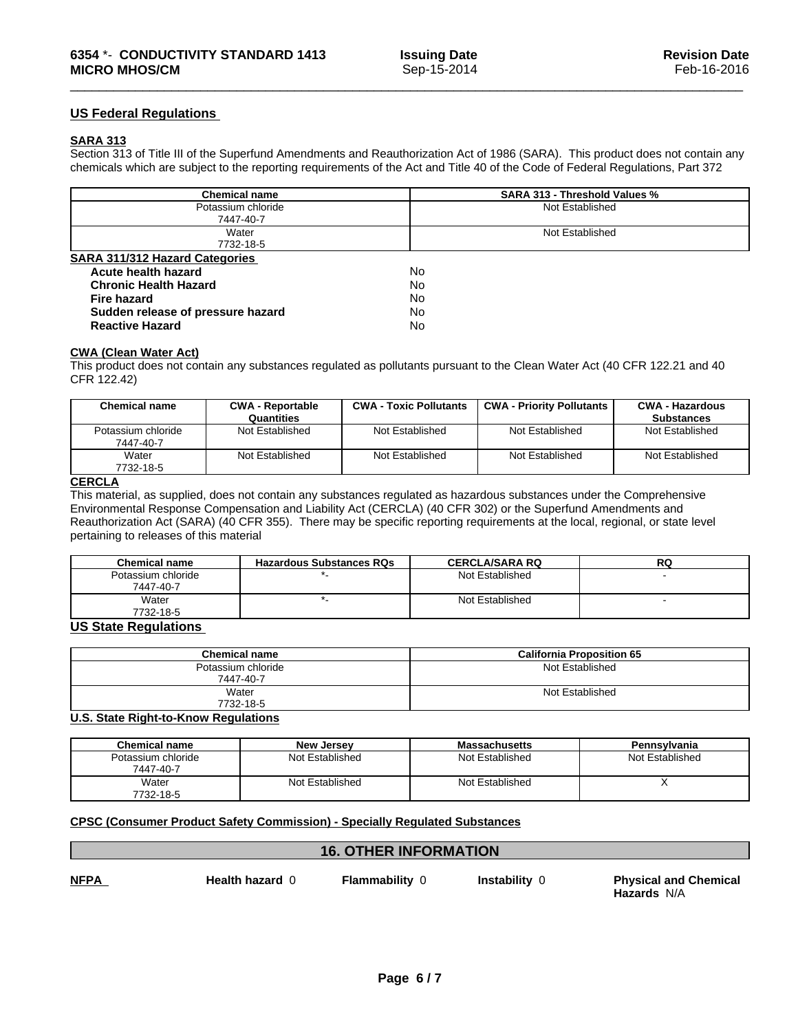## US Federal Regulations

### SARA 313

Section 313 of Title III of the Superfund Amendments and Reauthorization Act of 1986 (SARA). This product does not contain any chemicals which are subject to the reporting requirements of the Act and Title 40 of the Code of Federal Regulations, Part 372

| Chemical name | SARA 313 - Threshold Values % |
|---|---|
| Potassium chloride<br>7447-40-7 | Not Established |
| Water<br>7732-18-5 | Not Established |

### SARA 311/312 Hazard Categories

| | |
|---|---|
| **Acute health hazard** | No |
| **Chronic Health Hazard** | No |
| **Fire hazard** | No |
| **Sudden release of pressure hazard** | No |
| **Reactive Hazard** | No |

### CWA (Clean Water Act)

This product does not contain any substances regulated as pollutants pursuant to the Clean Water Act (40 CFR 122.21 and 40 CFR 122.42)

| Chemical name | CWA - Reportable Quantities | CWA - Toxic Pollutants | CWA - Priority Pollutants | CWA - Hazardous Substances |
|---|---|---|---|---|
| Potassium chloride<br>7447-40-7 | Not Established | Not Established | Not Established | Not Established |
| Water<br>7732-18-5 | Not Established | Not Established | Not Established | Not Established |

### CERCLA

This material, as supplied, does not contain any substances regulated as hazardous substances under the Comprehensive Environmental Response Compensation and Liability Act (CERCLA) (40 CFR 302) or the Superfund Amendments and Reauthorization Act (SARA) (40 CFR 355). There may be specific reporting requirements at the local, regional, or state level pertaining to releases of this material

| Chemical name | Hazardous Substances RQs | CERCLA/SARA RQ | RQ |
|---|---|---|---|
| Potassium chloride<br>7447-40-7 | *- | Not Established | - |
| Water<br>7732-18-5 | *- | Not Established | - |

## US State Regulations

| Chemical name | California Proposition 65 |
|---|---|
| Potassium chloride<br>7447-40-7 | Not Established |
| Water<br>7732-18-5 | Not Established |

### U.S. State Right-to-Know Regulations

| Chemical name | New Jersey | Massachusetts | Pennsylvania |
|---|---|---|---|
| Potassium chloride<br>7447-40-7 | Not Established | Not Established | Not Established |
| Water<br>7732-18-5 | Not Established | Not Established | X |

### CPSC (Consumer Product Safety Commission) - Specially Regulated Substances

## 16. OTHER INFORMATION

| NFPA | Health hazard 0 | Flammability 0 | Instability 0 | Physical and Chemical Hazards N/A |
|---|---|---|---|---|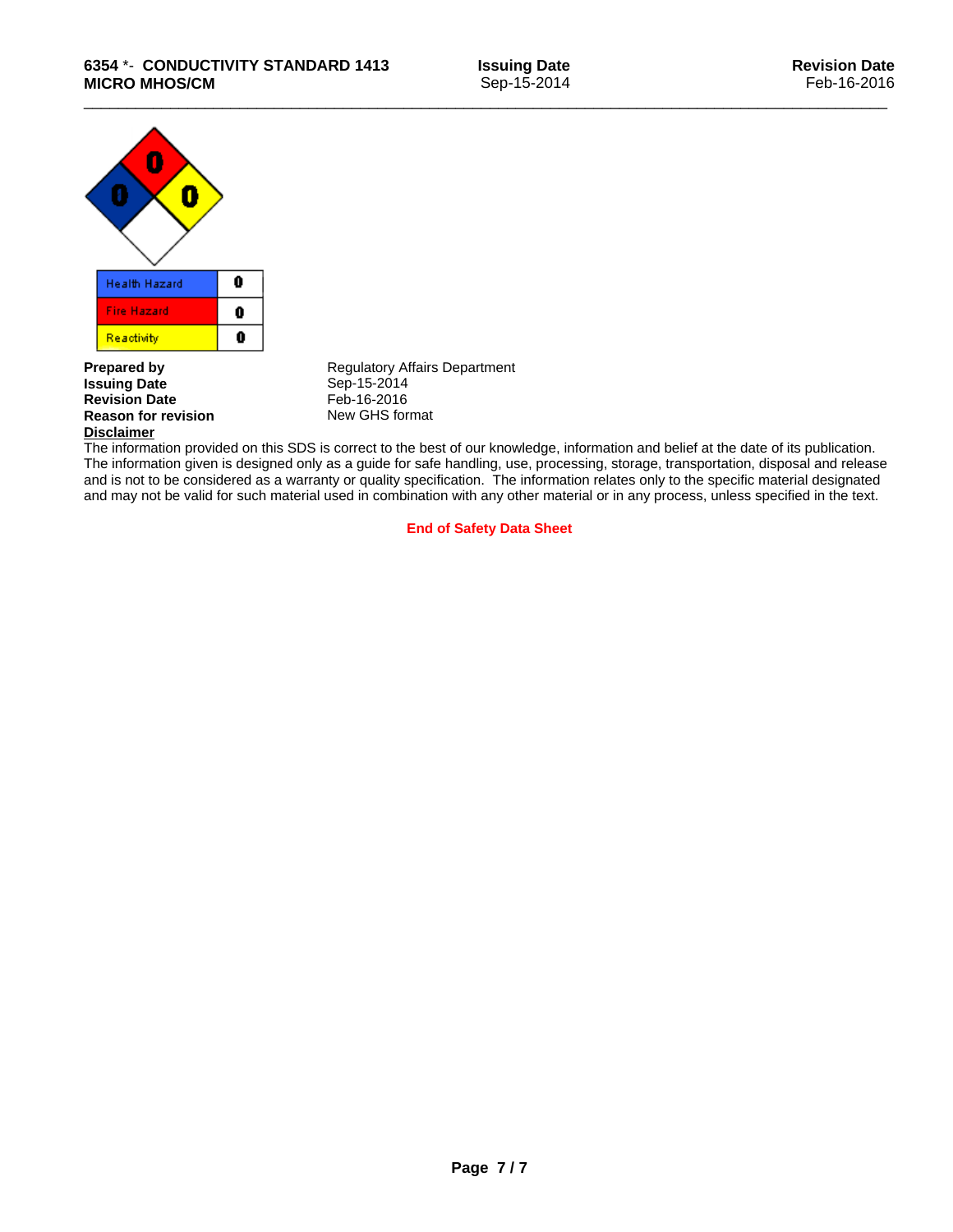| | |
|---|---|
| Health Hazard | 0 |
| Fire Hazard | 0 |
| Reactivity | 0 |

**Prepared by** Regulatory Affairs Department
**Issuing Date** Sep-15-2014
**Revision Date** Feb-16-2016
**Reason for revision** New GHS format

**Disclaimer**

The information provided on this SDS is correct to the best of our knowledge, information and belief at the date of its publication. The information given is designed only as a guide for safe handling, use, processing, storage, transportation, disposal and release and is not to be considered as a warranty or quality specification. The information relates only to the specific material designated and may not be valid for such material used in combination with any other material or in any process, unless specified in the text.

**End of Safety Data Sheet**